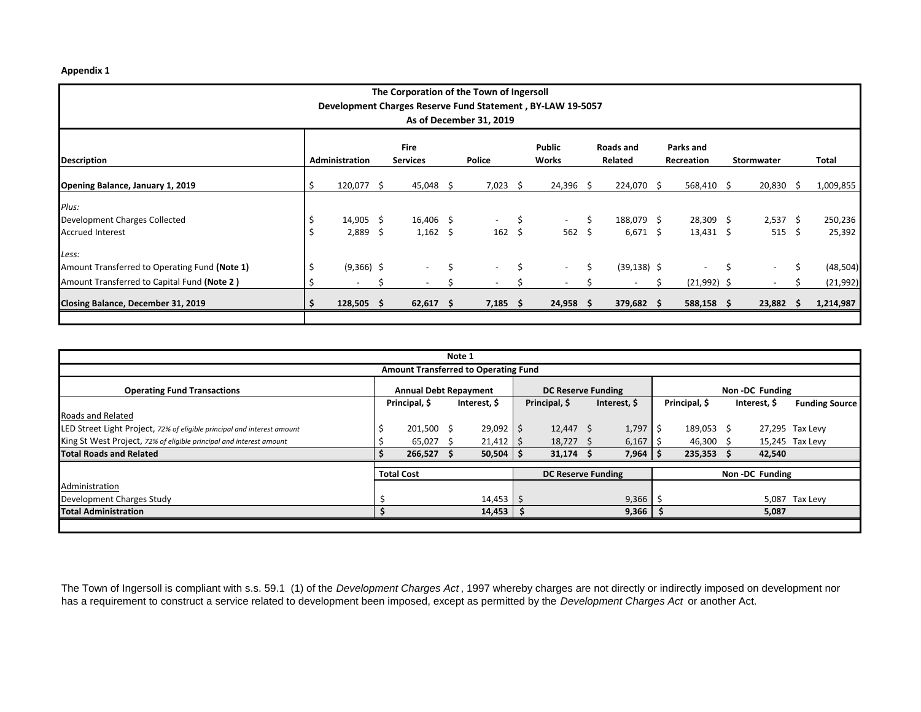**Appendix 1**

**The Corporation of the Town of Ingersoll**
**Development Charges Reserve Fund Statement , BY-LAW 19-5057**
**As of December 31, 2019**

| Description | Administration | Fire Services | Police | Public Works | Roads and Related | Parks and Recreation | Stormwater | Total |
|---|---|---|---|---|---|---|---|---|
| **Opening Balance, January 1, 2019** | $ 120,077 | $ 45,048 | $ 7,023 | $ 24,396 | $ 224,070 | $ 568,410 | $ 20,830 | $ 1,009,855 |
| *Plus:* | | | | | | | | |
| Development Charges Collected | $ 14,905 | $ 16,406 | $ - | $ - | $ 188,079 | $ 28,309 | $ 2,537 | $ 250,236 |
| Accrued Interest | $ 2,889 | $ 1,162 | $ 162 | $ 562 | $ 6,671 | $ 13,431 | $ 515 | $ 25,392 |
| *Less:* | | | | | | | | |
| Amount Transferred to Operating Fund **(Note 1)** | $ (9,366) | $ - | $ - | $ - | $ (39,138) | $ - | $ - | $ (48,504) |
| Amount Transferred to Capital Fund **(Note 2 )** | $ - | $ - | $ - | $ - | $ - | $ (21,992) | $ - | $ (21,992) |
| **Closing Balance, December 31, 2019** | **$ 128,505** | **$ 62,617** | **$ 7,185** | **$ 24,958** | **$ 379,682** | **$ 588,158** | **$ 23,882** | **$ 1,214,987** |

**Note 1**
**Amount Transferred to Operating Fund**

| Operating Fund Transactions | Annual Debt Repayment | | DC Reserve Funding | | Non -DC Funding | | |
|---|---|---|---|---|---|---|---|
| | Principal, $ | Interest, $ | Principal, $ | Interest, $ | Principal, $ | Interest, $ | Funding Source |
| Roads and Related | | | | | | | |
| LED Street Light Project, *72% of eligible principal and interest amount* | $ 201,500 | $ 29,092 | $ 12,447 | $ 1,797 | $ 189,053 | $ 27,295 | Tax Levy |
| King St West Project, *72% of eligible principal and interest amount* | $ 65,027 | $ 21,412 | $ 18,727 | $ 6,167 | $ 46,300 | $ 15,245 | Tax Levy |
| **Total Roads and Related** | **$ 266,527** | **$ 50,504** | **$ 31,174** | **$ 7,964** | **$ 235,353** | **$ 42,540** | |

| | Total Cost | DC Reserve Funding | Non -DC Funding | |
|---|---|---|---|---|
| Administration | | | | |
| Development Charges Study | $ 14,453 | $ 9,366 | $ 5,087 | Tax Levy |
| **Total Administration** | **$ 14,453** | **$ 9,366** | **$ 5,087** | |

The Town of Ingersoll is compliant with s.s. 59.1 (1) of the *Development Charges Act* , 1997 whereby charges are not directly or indirectly imposed on development nor has a requirement to construct a service related to development been imposed, except as permitted by the *Development Charges Act* or another Act.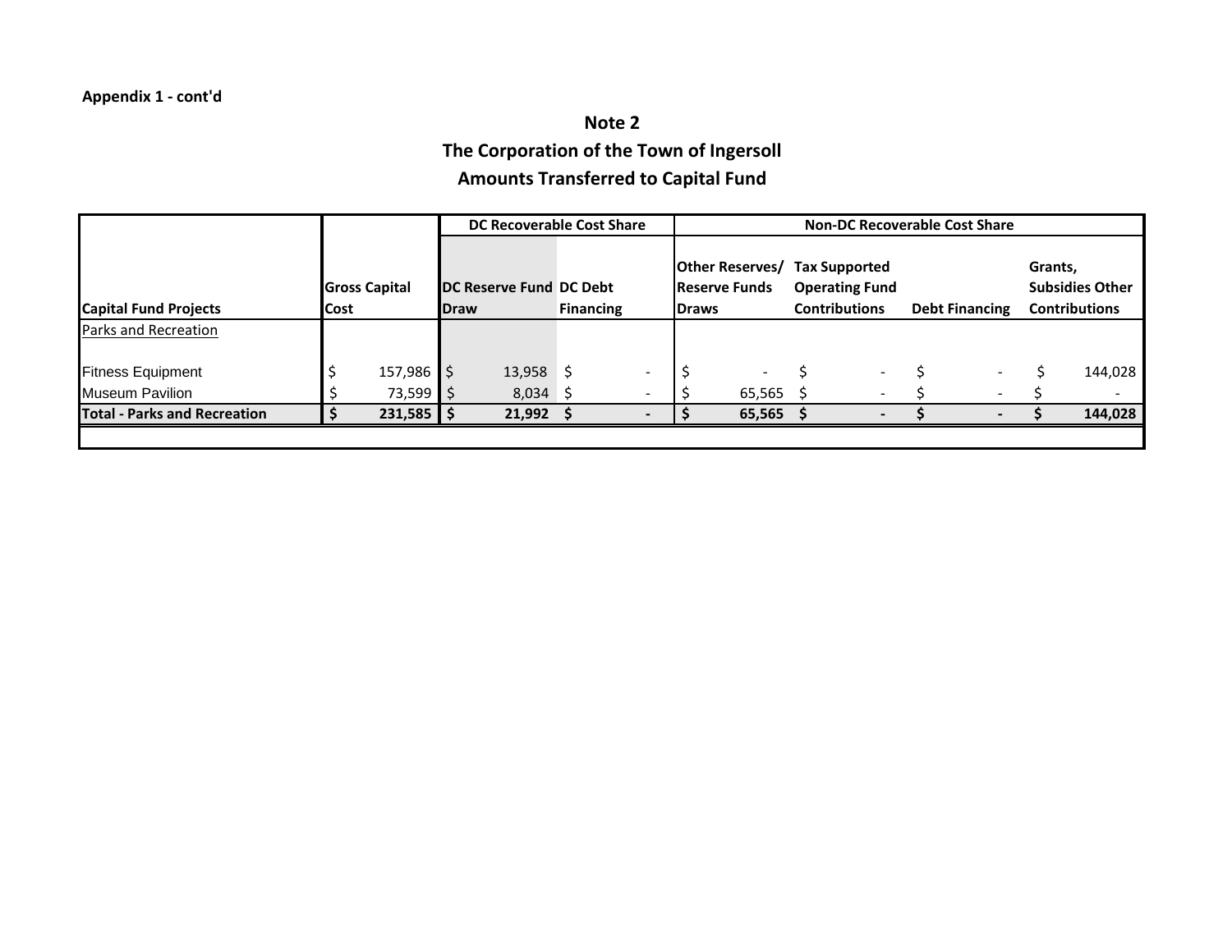Appendix 1 - cont'd

# Note 2

## The Corporation of the Town of Ingersoll

## Amounts Transferred to Capital Fund

| Capital Fund Projects | Gross Capital Cost | DC Recoverable Cost Share | | Non-DC Recoverable Cost Share | | | |
|---|---|---|---|---|---|---|---|
| | | DC Reserve Fund Draw | DC Debt Financing | Other Reserves/ Reserve Funds Draws | Tax Supported Operating Fund Contributions | Debt Financing | Grants, Subsidies Other Contributions |
| Parks and Recreation | | | | | | | |
| Fitness Equipment | $ 157,986 | $ 13,958 | $ - | $ - | $ - | $ - | $ 144,028 |
| Museum Pavilion | $ 73,599 | $ 8,034 | $ - | $ 65,565 | $ - | $ - | $ - |
| **Total - Parks and Recreation** | **$ 231,585** | **$ 21,992** | **$ -** | **$ 65,565** | **$ -** | **$ -** | **$ 144,028** |